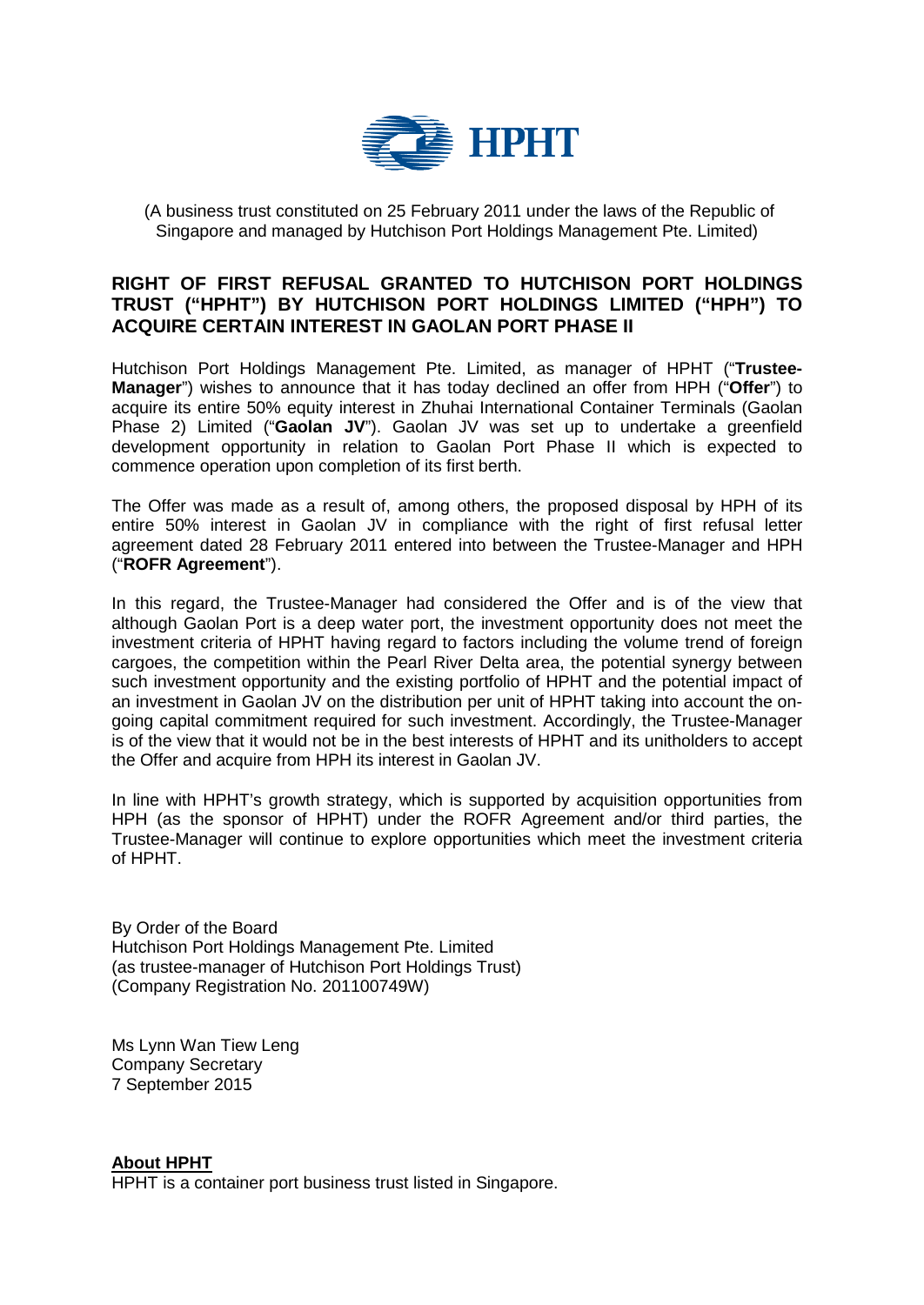HPHT

(A business trust constituted on 25 February 2011 under the laws of the Republic of Singapore and managed by Hutchison Port Holdings Management Pte. Limited)

## RIGHT OF FIRST REFUSAL GRANTED TO HUTCHISON PORT HOLDINGS TRUST ("HPHT") BY HUTCHISON PORT HOLDINGS LIMITED ("HPH") TO ACQUIRE CERTAIN INTEREST IN GAOLAN PORT PHASE II

Hutchison Port Holdings Management Pte. Limited, as manager of HPHT ("**Trustee-Manager**") wishes to announce that it has today declined an offer from HPH ("**Offer**") to acquire its entire 50% equity interest in Zhuhai International Container Terminals (Gaolan Phase 2) Limited ("**Gaolan JV**"). Gaolan JV was set up to undertake a greenfield development opportunity in relation to Gaolan Port Phase II which is expected to commence operation upon completion of its first berth.

The Offer was made as a result of, among others, the proposed disposal by HPH of its entire 50% interest in Gaolan JV in compliance with the right of first refusal letter agreement dated 28 February 2011 entered into between the Trustee-Manager and HPH ("**ROFR Agreement**").

In this regard, the Trustee-Manager had considered the Offer and is of the view that although Gaolan Port is a deep water port, the investment opportunity does not meet the investment criteria of HPHT having regard to factors including the volume trend of foreign cargoes, the competition within the Pearl River Delta area, the potential synergy between such investment opportunity and the existing portfolio of HPHT and the potential impact of an investment in Gaolan JV on the distribution per unit of HPHT taking into account the on-going capital commitment required for such investment. Accordingly, the Trustee-Manager is of the view that it would not be in the best interests of HPHT and its unitholders to accept the Offer and acquire from HPH its interest in Gaolan JV.

In line with HPHT's growth strategy, which is supported by acquisition opportunities from HPH (as the sponsor of HPHT) under the ROFR Agreement and/or third parties, the Trustee-Manager will continue to explore opportunities which meet the investment criteria of HPHT.

By Order of the Board
Hutchison Port Holdings Management Pte. Limited
(as trustee-manager of Hutchison Port Holdings Trust)
(Company Registration No. 201100749W)

Ms Lynn Wan Tiew Leng
Company Secretary
7 September 2015

**About HPHT**

HPHT is a container port business trust listed in Singapore.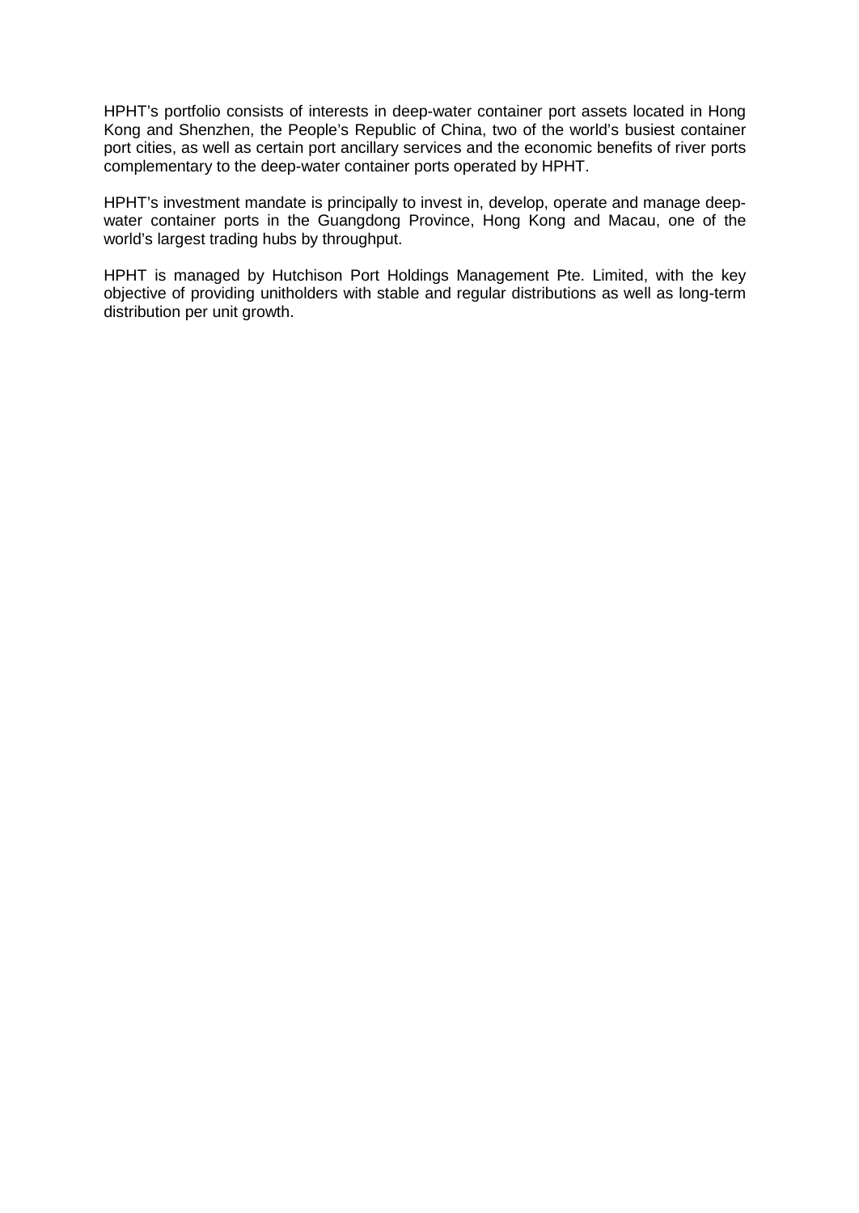HPHT's portfolio consists of interests in deep-water container port assets located in Hong Kong and Shenzhen, the People's Republic of China, two of the world's busiest container port cities, as well as certain port ancillary services and the economic benefits of river ports complementary to the deep-water container ports operated by HPHT.

HPHT's investment mandate is principally to invest in, develop, operate and manage deep-water container ports in the Guangdong Province, Hong Kong and Macau, one of the world's largest trading hubs by throughput.

HPHT is managed by Hutchison Port Holdings Management Pte. Limited, with the key objective of providing unitholders with stable and regular distributions as well as long-term distribution per unit growth.